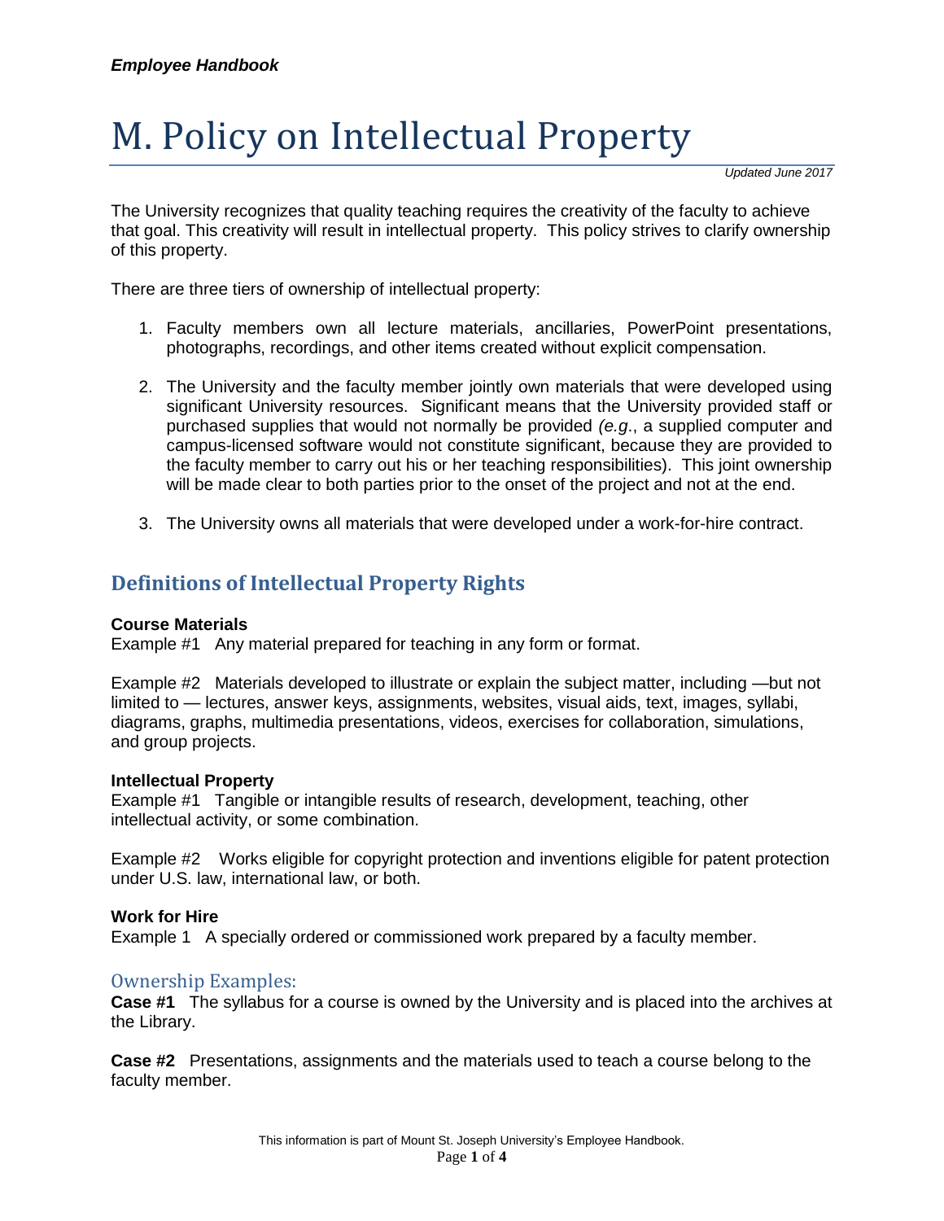*Employee Handbook*

# M. Policy on Intellectual Property

*Updated June 2017*

The University recognizes that quality teaching requires the creativity of the faculty to achieve that goal. This creativity will result in intellectual property. This policy strives to clarify ownership of this property.

There are three tiers of ownership of intellectual property:

1. Faculty members own all lecture materials, ancillaries, PowerPoint presentations, photographs, recordings, and other items created without explicit compensation.

2. The University and the faculty member jointly own materials that were developed using significant University resources. Significant means that the University provided staff or purchased supplies that would not normally be provided *(e.g.*, a supplied computer and campus-licensed software would not constitute significant, because they are provided to the faculty member to carry out his or her teaching responsibilities). This joint ownership will be made clear to both parties prior to the onset of the project and not at the end.

3. The University owns all materials that were developed under a work-for-hire contract.

## Definitions of Intellectual Property Rights

**Course Materials**
Example #1 Any material prepared for teaching in any form or format.

Example #2 Materials developed to illustrate or explain the subject matter, including —but not limited to — lectures, answer keys, assignments, websites, visual aids, text, images, syllabi, diagrams, graphs, multimedia presentations, videos, exercises for collaboration, simulations, and group projects.

**Intellectual Property**
Example #1 Tangible or intangible results of research, development, teaching, other intellectual activity, or some combination.

Example #2 Works eligible for copyright protection and inventions eligible for patent protection under U.S. law, international law, or both.

**Work for Hire**
Example 1 A specially ordered or commissioned work prepared by a faculty member.

### Ownership Examples:

**Case #1** The syllabus for a course is owned by the University and is placed into the archives at the Library.

**Case #2** Presentations, assignments and the materials used to teach a course belong to the faculty member.

This information is part of Mount St. Joseph University's Employee Handbook.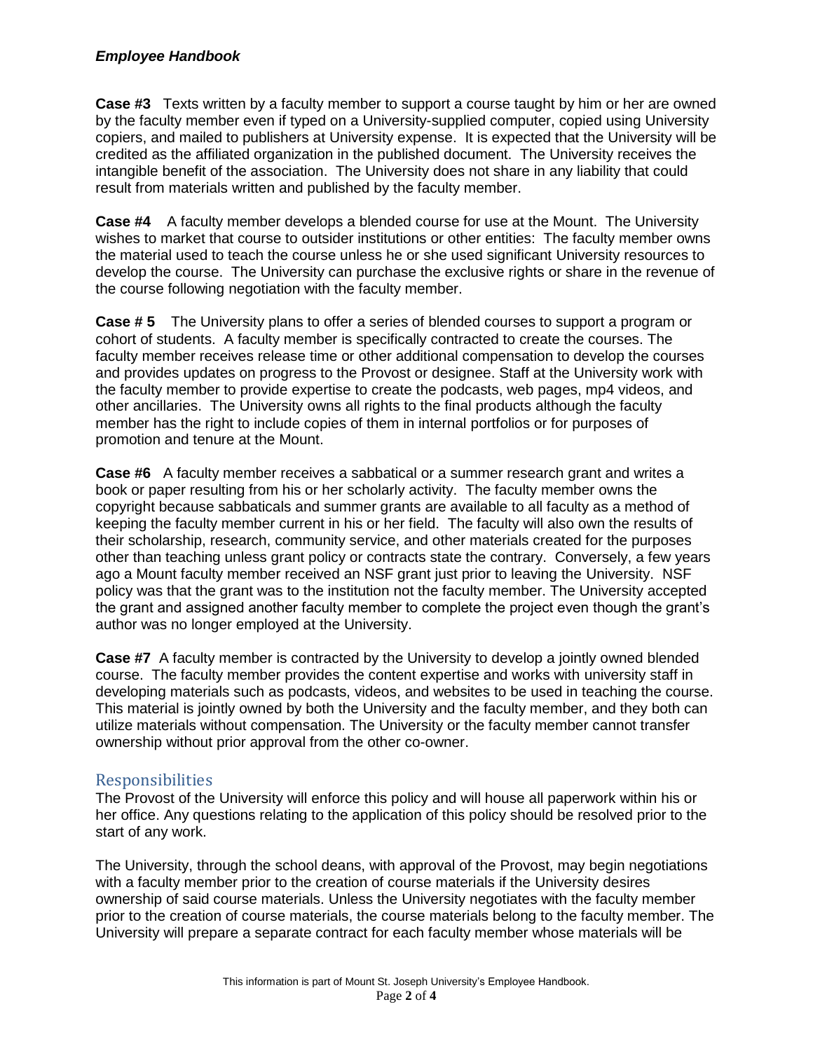**Case #3** Texts written by a faculty member to support a course taught by him or her are owned by the faculty member even if typed on a University-supplied computer, copied using University copiers, and mailed to publishers at University expense. It is expected that the University will be credited as the affiliated organization in the published document. The University receives the intangible benefit of the association. The University does not share in any liability that could result from materials written and published by the faculty member.

**Case #4** A faculty member develops a blended course for use at the Mount. The University wishes to market that course to outsider institutions or other entities: The faculty member owns the material used to teach the course unless he or she used significant University resources to develop the course. The University can purchase the exclusive rights or share in the revenue of the course following negotiation with the faculty member.

**Case # 5** The University plans to offer a series of blended courses to support a program or cohort of students. A faculty member is specifically contracted to create the courses. The faculty member receives release time or other additional compensation to develop the courses and provides updates on progress to the Provost or designee. Staff at the University work with the faculty member to provide expertise to create the podcasts, web pages, mp4 videos, and other ancillaries. The University owns all rights to the final products although the faculty member has the right to include copies of them in internal portfolios or for purposes of promotion and tenure at the Mount.

**Case #6** A faculty member receives a sabbatical or a summer research grant and writes a book or paper resulting from his or her scholarly activity. The faculty member owns the copyright because sabbaticals and summer grants are available to all faculty as a method of keeping the faculty member current in his or her field. The faculty will also own the results of their scholarship, research, community service, and other materials created for the purposes other than teaching unless grant policy or contracts state the contrary. Conversely, a few years ago a Mount faculty member received an NSF grant just prior to leaving the University. NSF policy was that the grant was to the institution not the faculty member. The University accepted the grant and assigned another faculty member to complete the project even though the grant's author was no longer employed at the University.

**Case #7** A faculty member is contracted by the University to develop a jointly owned blended course. The faculty member provides the content expertise and works with university staff in developing materials such as podcasts, videos, and websites to be used in teaching the course. This material is jointly owned by both the University and the faculty member, and they both can utilize materials without compensation. The University or the faculty member cannot transfer ownership without prior approval from the other co-owner.

## Responsibilities

The Provost of the University will enforce this policy and will house all paperwork within his or her office. Any questions relating to the application of this policy should be resolved prior to the start of any work.

The University, through the school deans, with approval of the Provost, may begin negotiations with a faculty member prior to the creation of course materials if the University desires ownership of said course materials. Unless the University negotiates with the faculty member prior to the creation of course materials, the course materials belong to the faculty member. The University will prepare a separate contract for each faculty member whose materials will be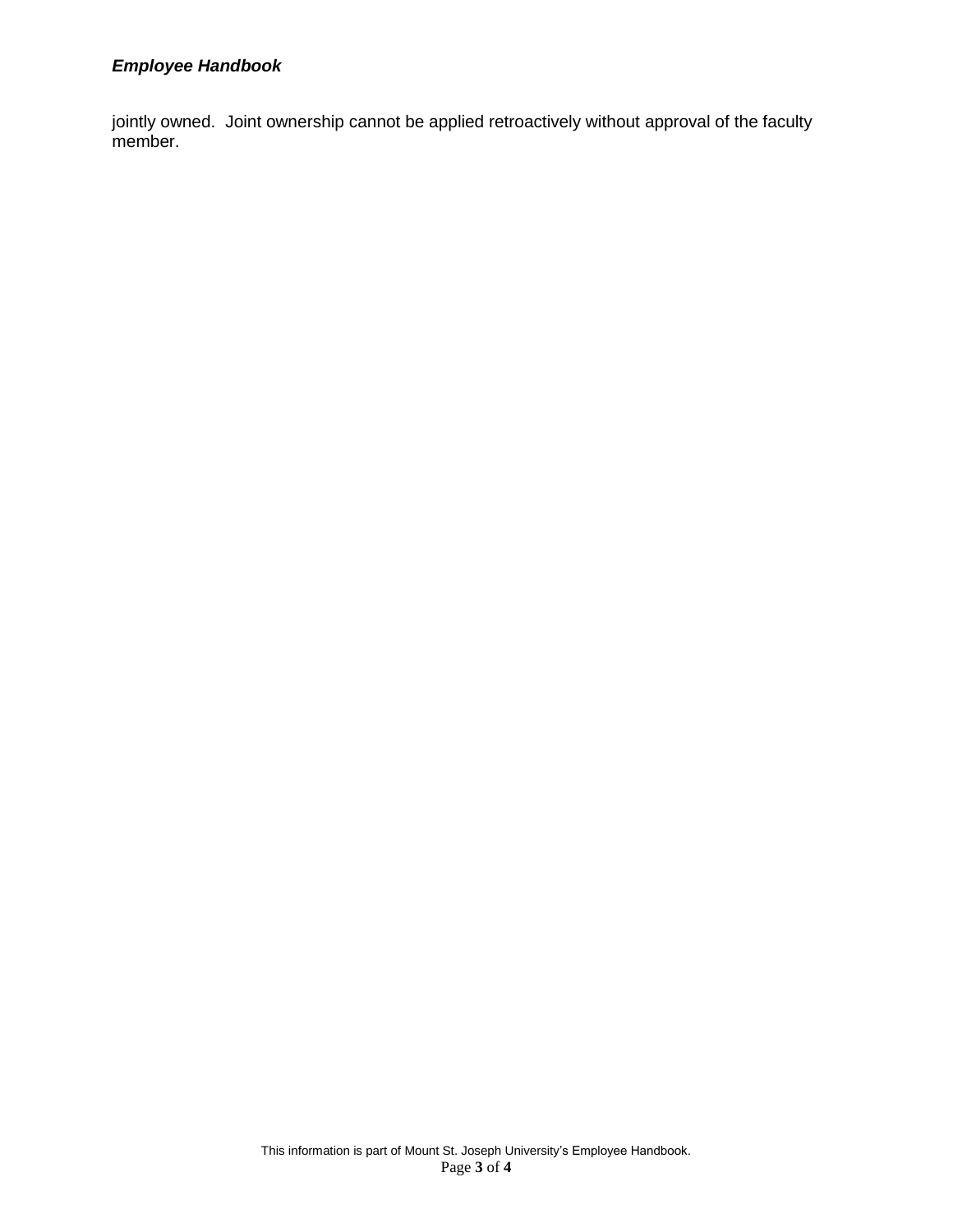jointly owned.  Joint ownership cannot be applied retroactively without approval of the faculty member.